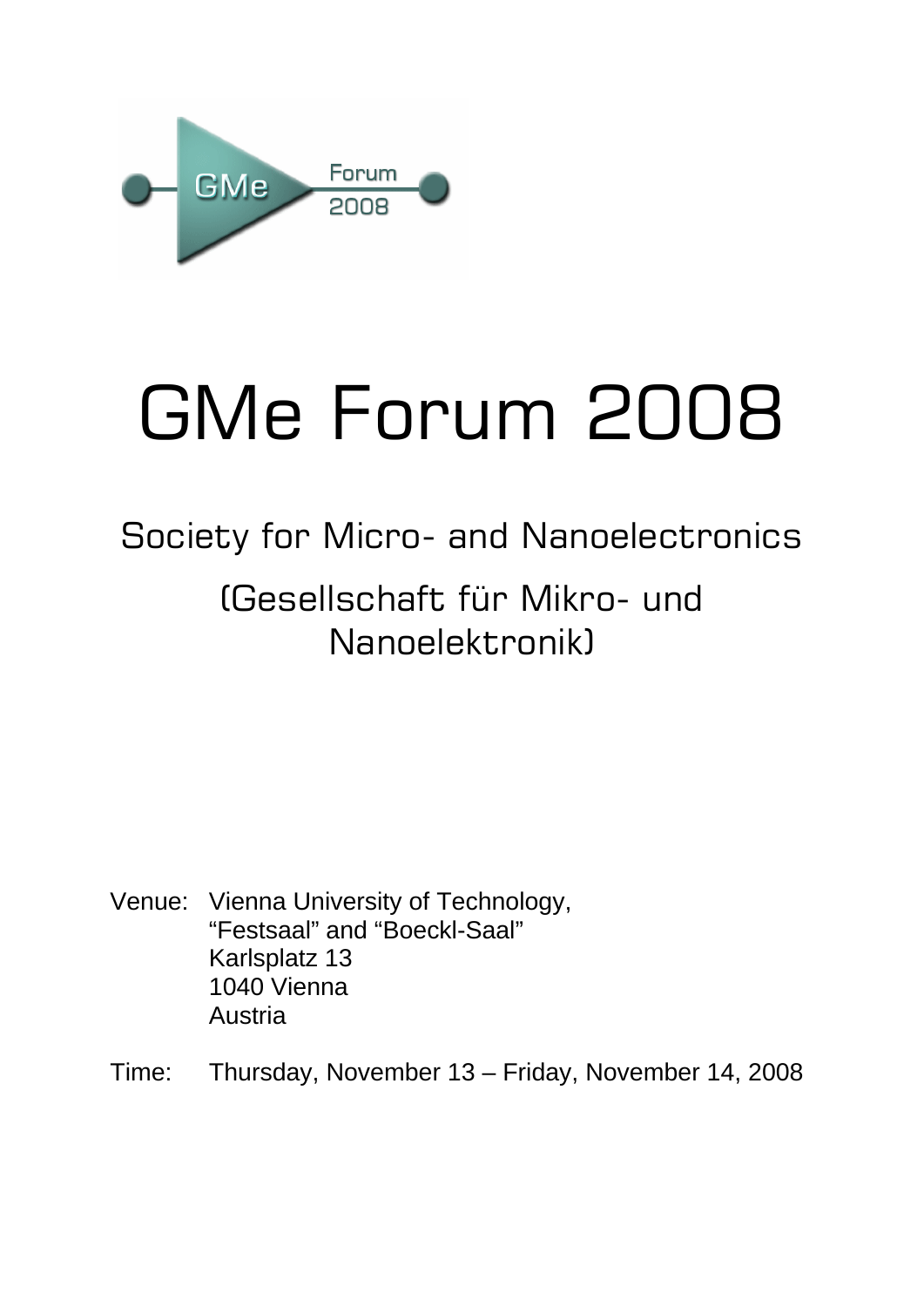# GMe Forum 2008

## Society for Micro- and Nanoelectronics

## (Gesellschaft für Mikro- und Nanoelektronik)

Venue: Vienna University of Technology,
"Festsaal" and "Boeckl-Saal"
Karlsplatz 13
1040 Vienna
Austria

Time: Thursday, November 13 – Friday, November 14, 2008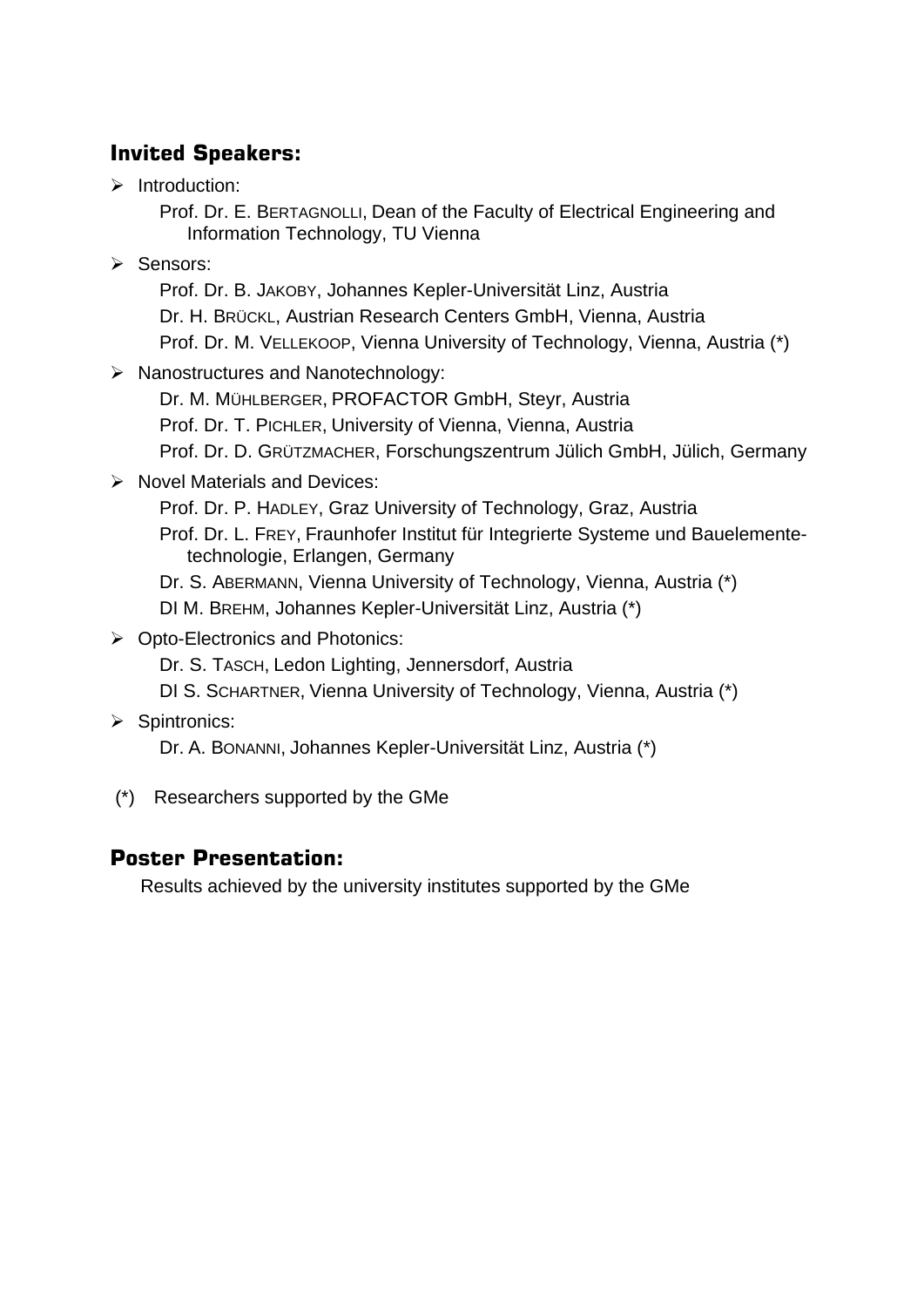## Invited Speakers:

- Introduction:
  - Prof. Dr. E. BERTAGNOLLI, Dean of the Faculty of Electrical Engineering and Information Technology, TU Vienna
- Sensors:
  - Prof. Dr. B. JAKOBY, Johannes Kepler-Universität Linz, Austria
  - Dr. H. BRÜCKL, Austrian Research Centers GmbH, Vienna, Austria
  - Prof. Dr. M. VELLEKOOP, Vienna University of Technology, Vienna, Austria (*)
- Nanostructures and Nanotechnology:
  - Dr. M. MÜHLBERGER, PROFACTOR GmbH, Steyr, Austria
  - Prof. Dr. T. PICHLER, University of Vienna, Vienna, Austria
  - Prof. Dr. D. GRÜTZMACHER, Forschungszentrum Jülich GmbH, Jülich, Germany
- Novel Materials and Devices:
  - Prof. Dr. P. HADLEY, Graz University of Technology, Graz, Austria
  - Prof. Dr. L. FREY, Fraunhofer Institut für Integrierte Systeme und Bauelemente-technologie, Erlangen, Germany
  - Dr. S. ABERMANN, Vienna University of Technology, Vienna, Austria (*)
  - DI M. BREHM, Johannes Kepler-Universität Linz, Austria (*)
- Opto-Electronics and Photonics:
  - Dr. S. TASCH, Ledon Lighting, Jennersdorf, Austria
  - DI S. SCHARTNER, Vienna University of Technology, Vienna, Austria (*)
- Spintronics:
  - Dr. A. BONANNI, Johannes Kepler-Universität Linz, Austria (*)

(*) Researchers supported by the GMe

## Poster Presentation:

Results achieved by the university institutes supported by the GMe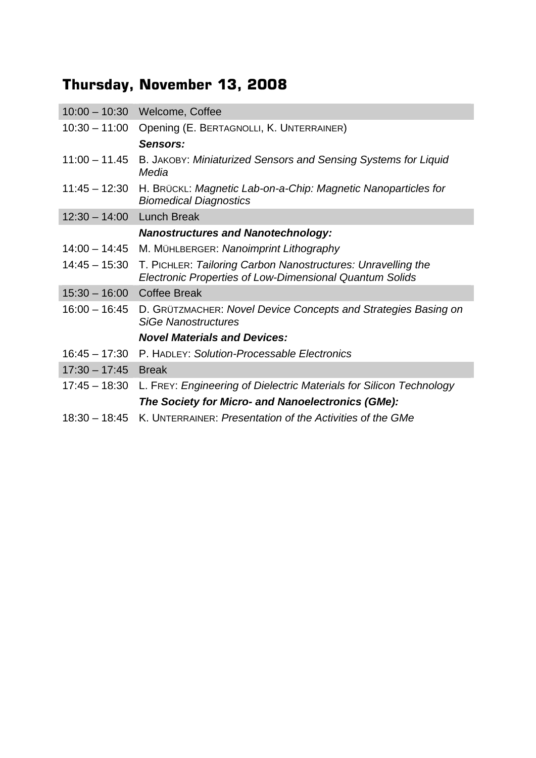## Thursday, November 13, 2008

| | |
|---|---|
| 10:00 – 10:30 | Welcome, Coffee |
| 10:30 – 11:00 | Opening (E. BERTAGNOLLI, K. UNTERRAINER) |
| | ***Sensors:*** |
| 11:00 – 11.45 | B. JAKOBY: *Miniaturized Sensors and Sensing Systems for Liquid Media* |
| 11:45 – 12:30 | H. BRÜCKL: *Magnetic Lab-on-a-Chip: Magnetic Nanoparticles for Biomedical Diagnostics* |
| 12:30 – 14:00 | Lunch Break |
| | ***Nanostructures and Nanotechnology:*** |
| 14:00 – 14:45 | M. MÜHLBERGER: *Nanoimprint Lithography* |
| 14:45 – 15:30 | T. PICHLER: *Tailoring Carbon Nanostructures: Unravelling the Electronic Properties of Low-Dimensional Quantum Solids* |
| 15:30 – 16:00 | Coffee Break |
| 16:00 – 16:45 | D. GRÜTZMACHER: *Novel Device Concepts and Strategies Basing on SiGe Nanostructures* |
| | ***Novel Materials and Devices:*** |
| 16:45 – 17:30 | P. HADLEY: *Solution-Processable Electronics* |
| 17:30 – 17:45 | Break |
| 17:45 – 18:30 | L. FREY: *Engineering of Dielectric Materials for Silicon Technology* |
| | ***The Society for Micro- and Nanoelectronics (GMe):*** |
| 18:30 – 18:45 | K. UNTERRAINER: *Presentation of the Activities of the GMe* |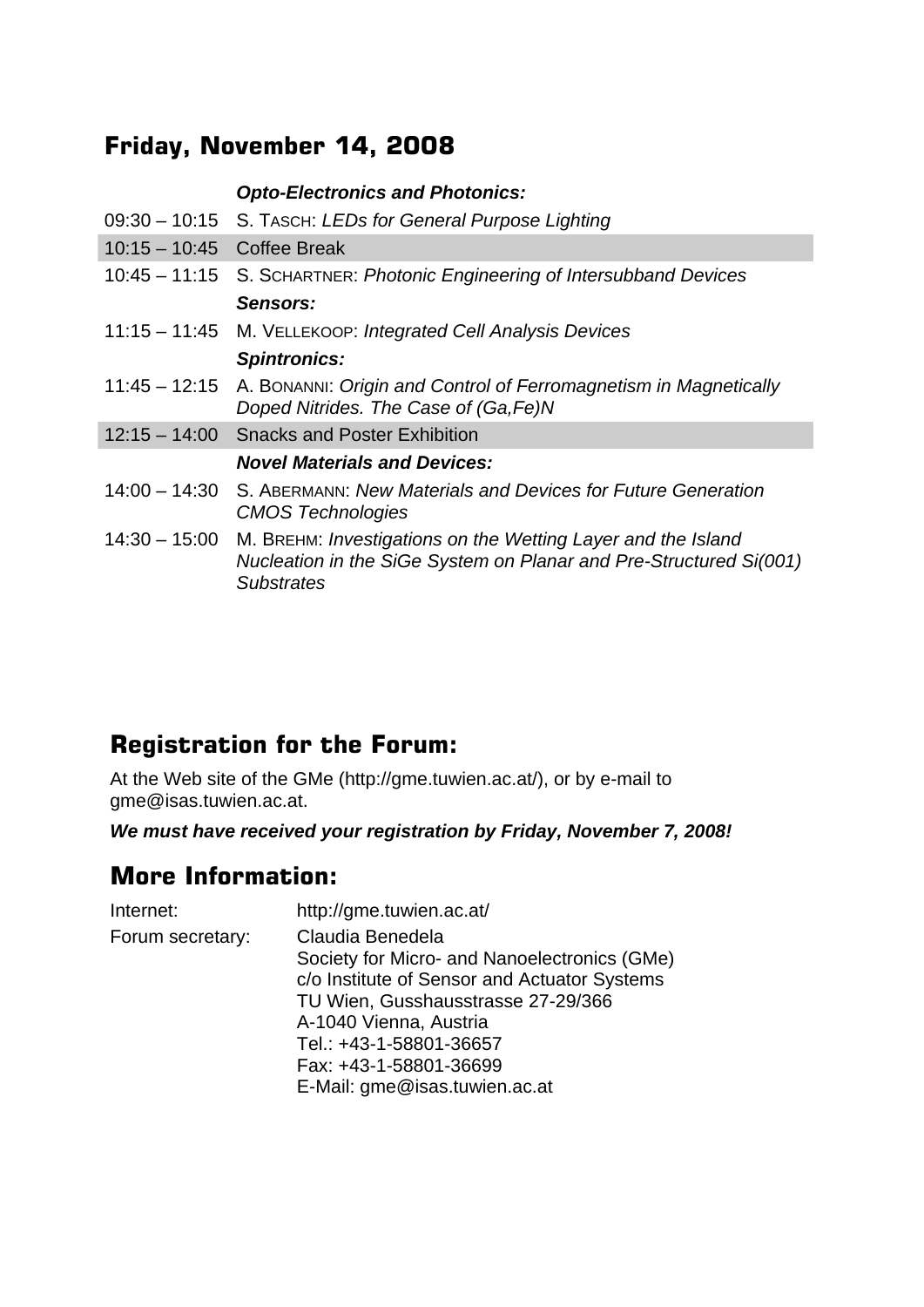## Friday, November 14, 2008

| | |
|---|---|
| | ***Opto-Electronics and Photonics:*** |
| 09:30 – 10:15 | S. TASCH: *LEDs for General Purpose Lighting* |
| 10:15 – 10:45 | Coffee Break |
| 10:45 – 11:15 | S. SCHARTNER: *Photonic Engineering of Intersubband Devices* |
| | ***Sensors:*** |
| 11:15 – 11:45 | M. VELLEKOOP: *Integrated Cell Analysis Devices* |
| | ***Spintronics:*** |
| 11:45 – 12:15 | A. BONANNI: *Origin and Control of Ferromagnetism in Magnetically Doped Nitrides. The Case of (Ga,Fe)N* |
| 12:15 – 14:00 | Snacks and Poster Exhibition |
| | ***Novel Materials and Devices:*** |
| 14:00 – 14:30 | S. ABERMANN: *New Materials and Devices for Future Generation CMOS Technologies* |
| 14:30 – 15:00 | M. BREHM: *Investigations on the Wetting Layer and the Island Nucleation in the SiGe System on Planar and Pre-Structured Si(001) Substrates* |

## Registration for the Forum:

At the Web site of the GMe (http://gme.tuwien.ac.at/), or by e-mail to gme@isas.tuwien.ac.at.

***We must have received your registration by Friday, November 7, 2008!***

## More Information:

| | |
|---|---|
| Internet: | http://gme.tuwien.ac.at/ |
| Forum secretary: | Claudia Benedela<br>Society for Micro- and Nanoelectronics (GMe)<br>c/o Institute of Sensor and Actuator Systems<br>TU Wien, Gusshausstrasse 27-29/366<br>A-1040 Vienna, Austria<br>Tel.: +43-1-58801-36657<br>Fax: +43-1-58801-36699<br>E-Mail: gme@isas.tuwien.ac.at |